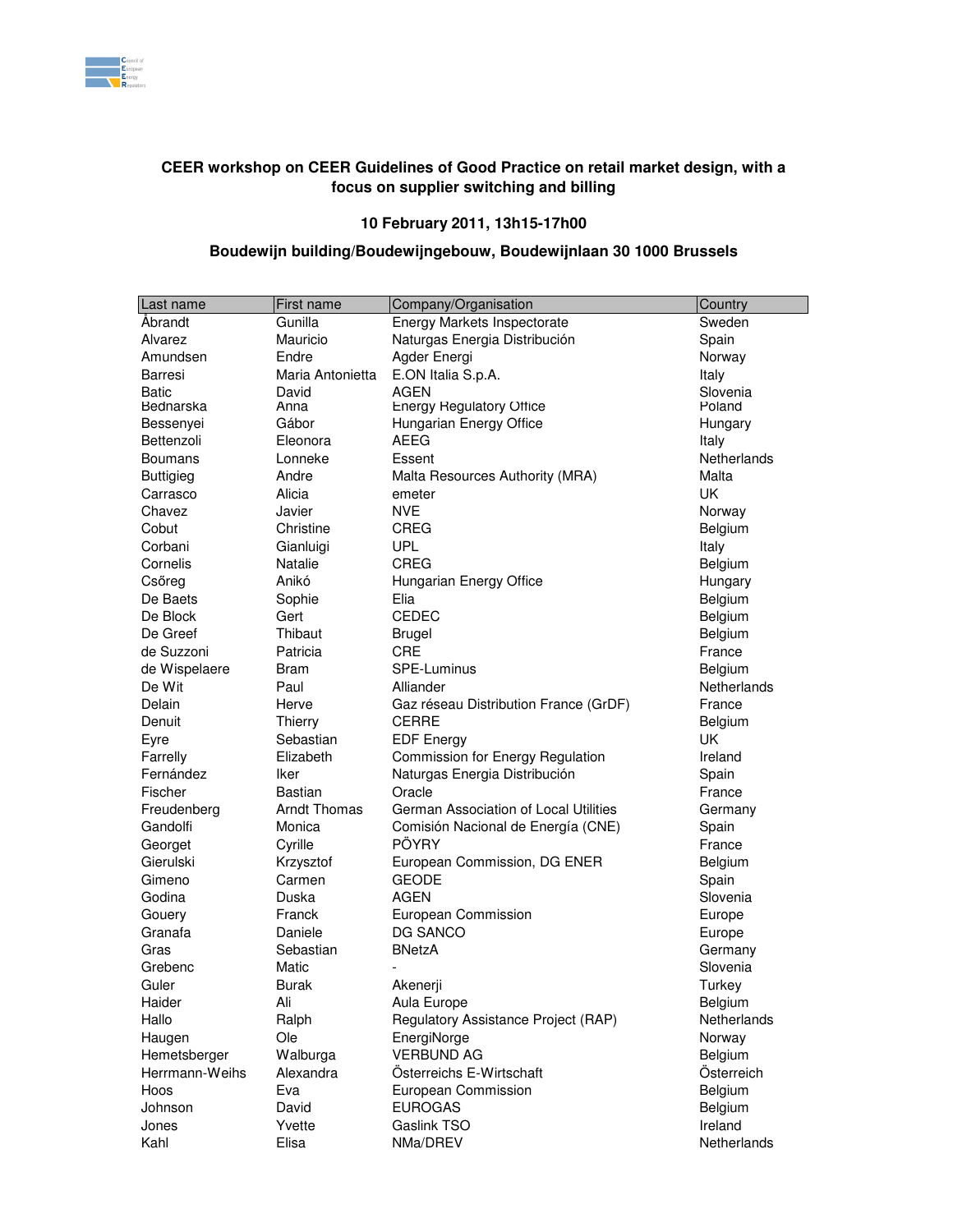**CEER workshop on CEER Guidelines of Good Practice on retail market design, with a focus on supplier switching and billing**

**10 February 2011, 13h15-17h00**

**Boudewijn building/Boudewijngebouw, Boudewijnlaan 30 1000 Brussels**

| Last name | First name | Company/Organisation | Country |
|---|---|---|---|
| Åbrandt | Gunilla | Energy Markets Inspectorate | Sweden |
| Alvarez | Mauricio | Naturgas Energia Distribución | Spain |
| Amundsen | Endre | Agder Energi | Norway |
| Barresi | Maria Antonietta | E.ON Italia S.p.A. | Italy |
| Batic | David | AGEN | Slovenia |
| Bednarska | Anna | Energy Regulatory Office | Poland |
| Bessenyei | Gábor | Hungarian Energy Office | Hungary |
| Bettenzoli | Eleonora | AEEG | Italy |
| Boumans | Lonneke | Essent | Netherlands |
| Buttigieg | Andre | Malta Resources Authority (MRA) | Malta |
| Carrasco | Alicia | emeter | UK |
| Chavez | Javier | NVE | Norway |
| Cobut | Christine | CREG | Belgium |
| Corbani | Gianluigi | UPL | Italy |
| Cornelis | Natalie | CREG | Belgium |
| Csőreg | Anikó | Hungarian Energy Office | Hungary |
| De Baets | Sophie | Elia | Belgium |
| De Block | Gert | CEDEC | Belgium |
| De Greef | Thibaut | Brugel | Belgium |
| de Suzzoni | Patricia | CRE | France |
| de Wispelaere | Bram | SPE-Luminus | Belgium |
| De Wit | Paul | Alliander | Netherlands |
| Delain | Herve | Gaz réseau Distribution France (GrDF) | France |
| Denuit | Thierry | CERRE | Belgium |
| Eyre | Sebastian | EDF Energy | UK |
| Farrelly | Elizabeth | Commission for Energy Regulation | Ireland |
| Fernández | Iker | Naturgas Energia Distribución | Spain |
| Fischer | Bastian | Oracle | France |
| Freudenberg | Arndt Thomas | German Association of Local Utilities | Germany |
| Gandolfi | Monica | Comisión Nacional de Energía (CNE) | Spain |
| Georget | Cyrille | PÖYRY | France |
| Gierulski | Krzysztof | European Commission, DG ENER | Belgium |
| Gimeno | Carmen | GEODE | Spain |
| Godina | Duska | AGEN | Slovenia |
| Gouery | Franck | European Commission | Europe |
| Granafa | Daniele | DG SANCO | Europe |
| Gras | Sebastian | BNetzA | Germany |
| Grebenc | Matic | - | Slovenia |
| Guler | Burak | Akenerji | Turkey |
| Haider | Ali | Aula Europe | Belgium |
| Hallo | Ralph | Regulatory Assistance Project (RAP) | Netherlands |
| Haugen | Ole | EnergiNorge | Norway |
| Hemetsberger | Walburga | VERBUND AG | Belgium |
| Herrmann-Weihs | Alexandra | Österreichs E-Wirtschaft | Österreich |
| Hoos | Eva | European Commission | Belgium |
| Johnson | David | EUROGAS | Belgium |
| Jones | Yvette | Gaslink TSO | Ireland |
| Kahl | Elisa | NMa/DREV | Netherlands |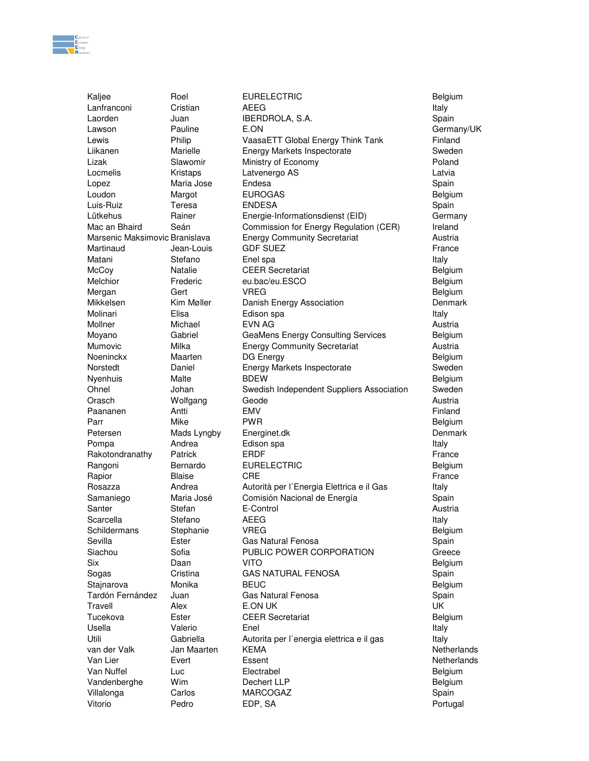| | | | |
|---|---|---|---|
| Kaljee | Roel | EURELECTRIC | Belgium |
| Lanfranconi | Cristian | AEEG | Italy |
| Laorden | Juan | IBERDROLA, S.A. | Spain |
| Lawson | Pauline | E.ON | Germany/UK |
| Lewis | Philip | VaasaETT Global Energy Think Tank | Finland |
| Liikanen | Marielle | Energy Markets Inspectorate | Sweden |
| Lizak | Slawomir | Ministry of Economy | Poland |
| Locmelis | Kristaps | Latvenergo AS | Latvia |
| Lopez | Maria Jose | Endesa | Spain |
| Loudon | Margot | EUROGAS | Belgium |
| Luis-Ruiz | Teresa | ENDESA | Spain |
| Lütkehus | Rainer | Energie-Informationsdienst (EID) | Germany |
| Mac an Bhaird | Seán | Commission for Energy Regulation (CER) | Ireland |
| Marsenic Maksimovic | Branislava | Energy Community Secretariat | Austria |
| Martinaud | Jean-Louis | GDF SUEZ | France |
| Matani | Stefano | Enel spa | Italy |
| McCoy | Natalie | CEER Secretariat | Belgium |
| Melchior | Frederic | eu.bac/eu.ESCO | Belgium |
| Mergan | Gert | VREG | Belgium |
| Mikkelsen | Kim Møller | Danish Energy Association | Denmark |
| Molinari | Elisa | Edison spa | Italy |
| Mollner | Michael | EVN AG | Austria |
| Moyano | Gabriel | GeaMens Energy Consulting Services | Belgium |
| Mumovic | Milka | Energy Community Secretariat | Austria |
| Noeninckx | Maarten | DG Energy | Belgium |
| Norstedt | Daniel | Energy Markets Inspectorate | Sweden |
| Nyenhuis | Malte | BDEW | Belgium |
| Ohnel | Johan | Swedish Independent Suppliers Association | Sweden |
| Orasch | Wolfgang | Geode | Austria |
| Paananen | Antti | EMV | Finland |
| Parr | Mike | PWR | Belgium |
| Petersen | Mads Lyngby | Energinet.dk | Denmark |
| Pompa | Andrea | Edison spa | Italy |
| Rakotondranathy | Patrick | ERDF | France |
| Rangoni | Bernardo | EURELECTRIC | Belgium |
| Rapior | Blaise | CRE | France |
| Rosazza | Andrea | Autorità per l´Energia Elettrica e il Gas | Italy |
| Samaniego | Maria José | Comisión Nacional de Energía | Spain |
| Santer | Stefan | E-Control | Austria |
| Scarcella | Stefano | AEEG | Italy |
| Schildermans | Stephanie | VREG | Belgium |
| Sevilla | Ester | Gas Natural Fenosa | Spain |
| Siachou | Sofia | PUBLIC POWER CORPORATION | Greece |
| Six | Daan | VITO | Belgium |
| Sogas | Cristina | GAS NATURAL FENOSA | Spain |
| Stajnarova | Monika | BEUC | Belgium |
| Tardón Fernández | Juan | Gas Natural Fenosa | Spain |
| Travell | Alex | E.ON UK | UK |
| Tucekova | Ester | CEER Secretariat | Belgium |
| Usella | Valerio | Enel | Italy |
| Utili | Gabriella | Autorita per l´energia elettrica e il gas | Italy |
| van der Valk | Jan Maarten | KEMA | Netherlands |
| Van Lier | Evert | Essent | Netherlands |
| Van Nuffel | Luc | Electrabel | Belgium |
| Vandenberghe | Wim | Dechert LLP | Belgium |
| Villalonga | Carlos | MARCOGAZ | Spain |
| Vitorio | Pedro | EDP, SA | Portugal |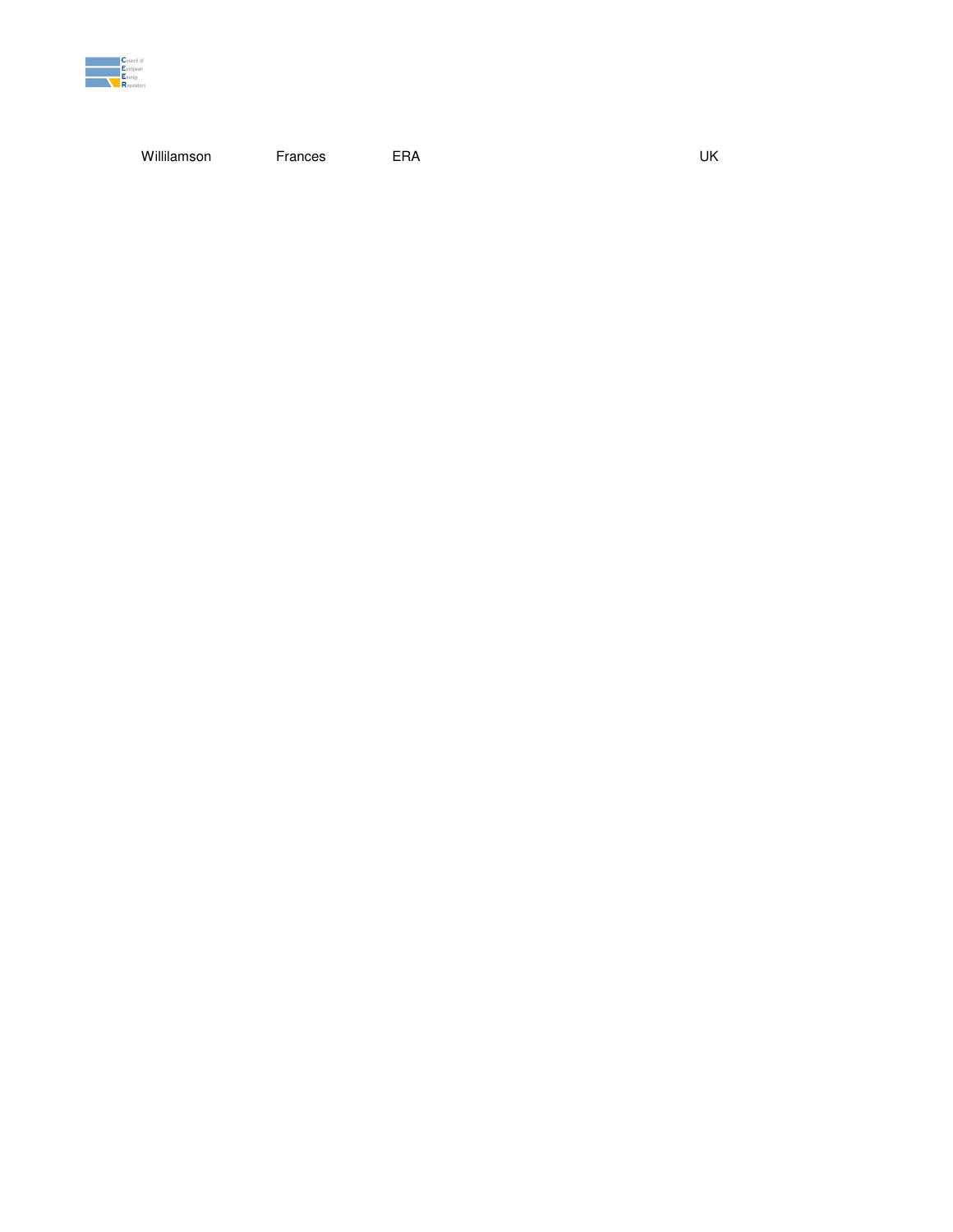| Willilamson | Frances | ERA | UK |
| --- | --- | --- | --- |